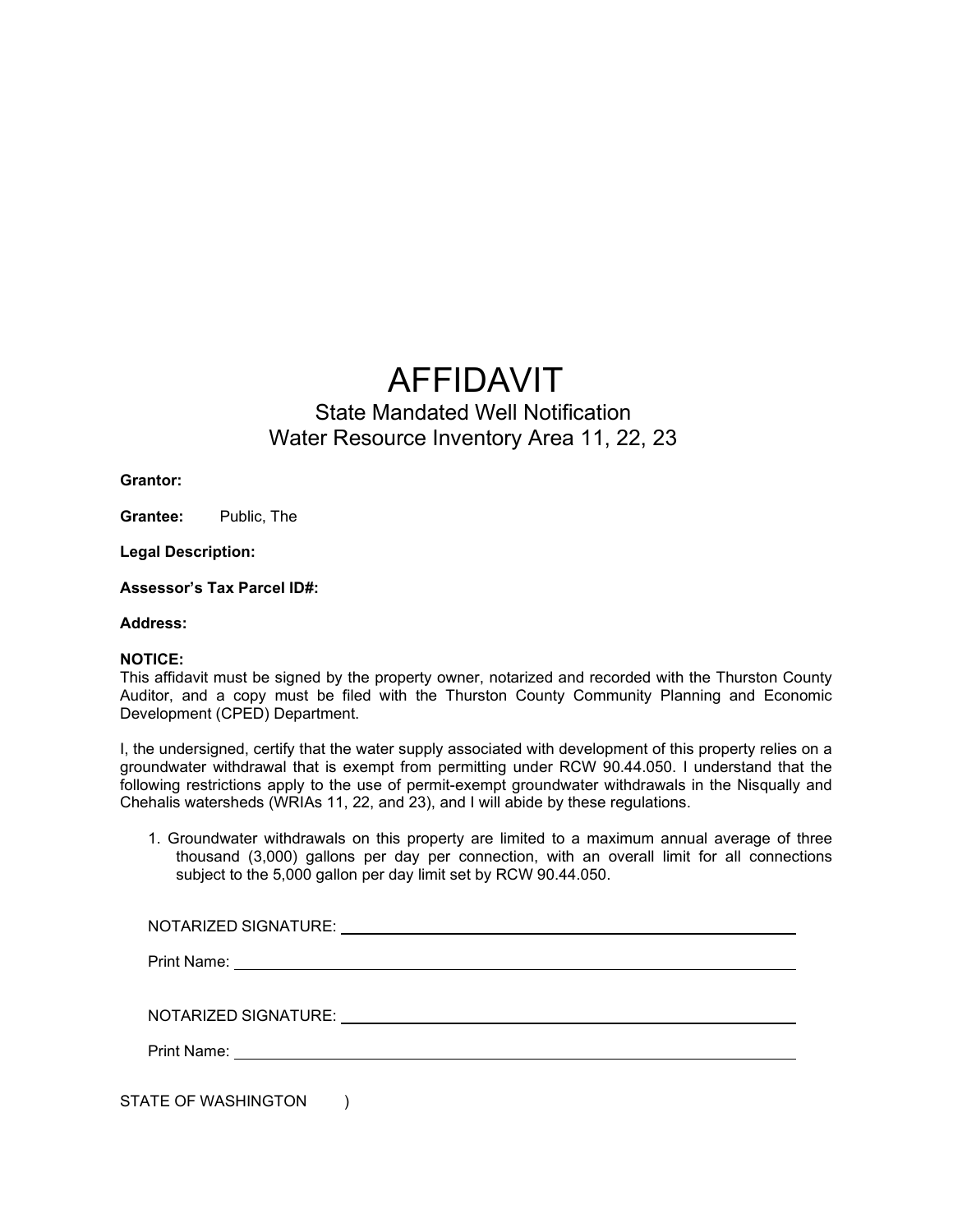# AFFIDAVIT

## State Mandated Well Notification
## Water Resource Inventory Area 11, 22, 23

**Grantor:**

**Grantee:** Public, The

**Legal Description:**

**Assessor's Tax Parcel ID#:**

**Address:**

**NOTICE:**
This affidavit must be signed by the property owner, notarized and recorded with the Thurston County Auditor, and a copy must be filed with the Thurston County Community Planning and Economic Development (CPED) Department.

I, the undersigned, certify that the water supply associated with development of this property relies on a groundwater withdrawal that is exempt from permitting under RCW 90.44.050. I understand that the following restrictions apply to the use of permit-exempt groundwater withdrawals in the Nisqually and Chehalis watersheds (WRIAs 11, 22, and 23), and I will abide by these regulations.

1. Groundwater withdrawals on this property are limited to a maximum annual average of three thousand (3,000) gallons per day per connection, with an overall limit for all connections subject to the 5,000 gallon per day limit set by RCW 90.44.050.

NOTARIZED SIGNATURE: ______________________________

Print Name: ______________________________

NOTARIZED SIGNATURE: ______________________________

Print Name: ______________________________

STATE OF WASHINGTON )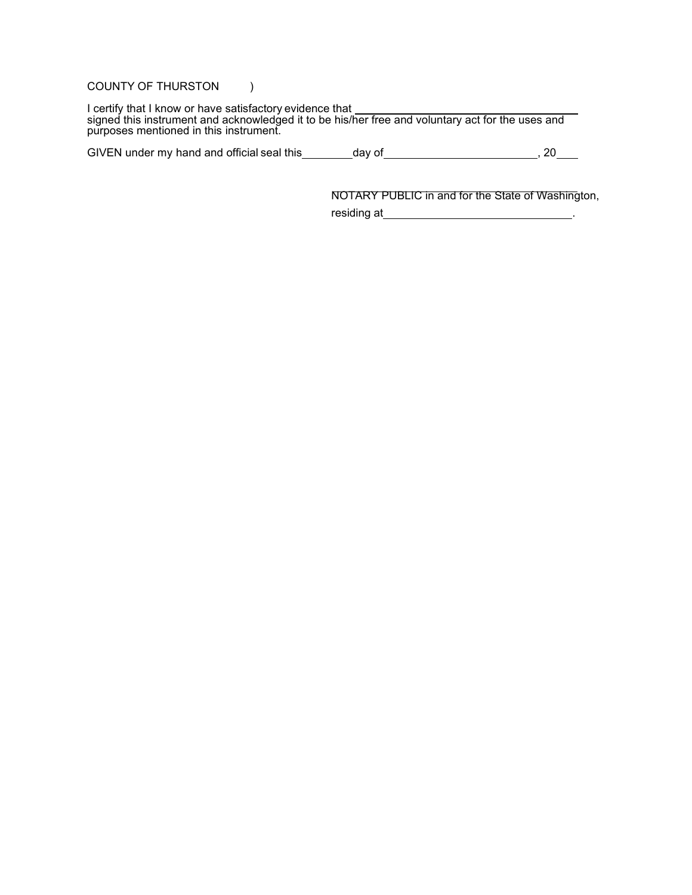COUNTY OF THURSTON )

I certify that I know or have satisfactory evidence that ______________________________________ signed this instrument and acknowledged it to be his/her free and voluntary act for the uses and purposes mentioned in this instrument.

GIVEN under my hand and official seal this ________ day of ________________________, 20___

\_\_\_\_\_\_\_\_\_\_\_\_\_\_\_\_\_\_\_\_\_\_\_\_\_\_\_\_\_\_\_\_\_\_\_\_\_\_\_\_

NOTARY PUBLIC in and for the State of Washington,

residing at ______________________________.